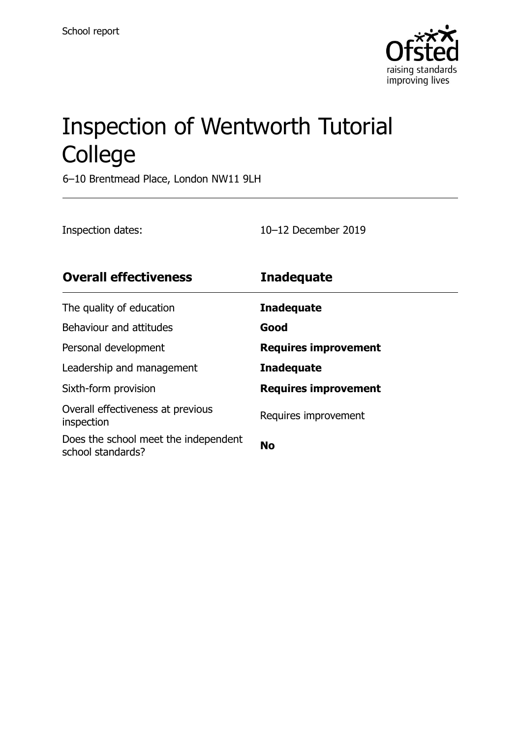School report

# Inspection of Wentworth Tutorial College

6–10 Brentmead Place, London NW11 9LH

Inspection dates: 10–12 December 2019

| Overall effectiveness | Inadequate |
| --- | --- |
| The quality of education | **Inadequate** |
| Behaviour and attitudes | **Good** |
| Personal development | **Requires improvement** |
| Leadership and management | **Inadequate** |
| Sixth-form provision | **Requires improvement** |
| Overall effectiveness at previous inspection | Requires improvement |
| Does the school meet the independent school standards? | **No** |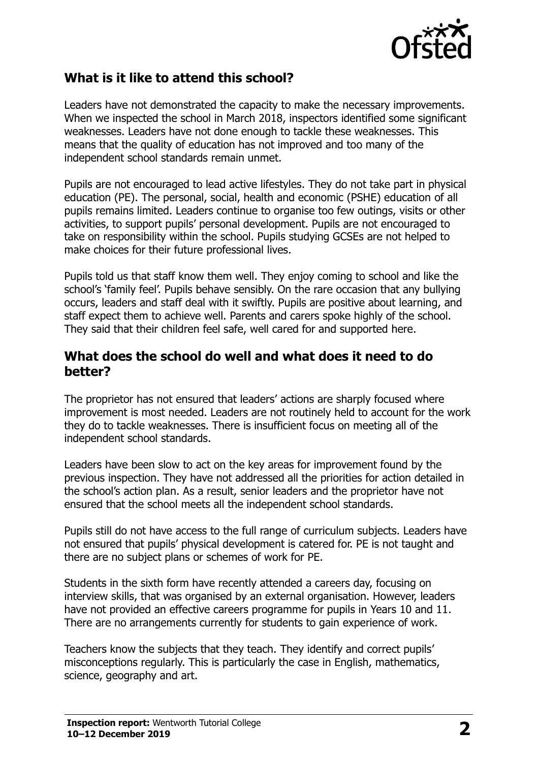## What is it like to attend this school?

Leaders have not demonstrated the capacity to make the necessary improvements. When we inspected the school in March 2018, inspectors identified some significant weaknesses. Leaders have not done enough to tackle these weaknesses. This means that the quality of education has not improved and too many of the independent school standards remain unmet.

Pupils are not encouraged to lead active lifestyles. They do not take part in physical education (PE). The personal, social, health and economic (PSHE) education of all pupils remains limited. Leaders continue to organise too few outings, visits or other activities, to support pupils' personal development. Pupils are not encouraged to take on responsibility within the school. Pupils studying GCSEs are not helped to make choices for their future professional lives.

Pupils told us that staff know them well. They enjoy coming to school and like the school's 'family feel'. Pupils behave sensibly. On the rare occasion that any bullying occurs, leaders and staff deal with it swiftly. Pupils are positive about learning, and staff expect them to achieve well. Parents and carers spoke highly of the school. They said that their children feel safe, well cared for and supported here.

## What does the school do well and what does it need to do better?

The proprietor has not ensured that leaders' actions are sharply focused where improvement is most needed. Leaders are not routinely held to account for the work they do to tackle weaknesses. There is insufficient focus on meeting all of the independent school standards.

Leaders have been slow to act on the key areas for improvement found by the previous inspection. They have not addressed all the priorities for action detailed in the school's action plan. As a result, senior leaders and the proprietor have not ensured that the school meets all the independent school standards.

Pupils still do not have access to the full range of curriculum subjects. Leaders have not ensured that pupils' physical development is catered for. PE is not taught and there are no subject plans or schemes of work for PE.

Students in the sixth form have recently attended a careers day, focusing on interview skills, that was organised by an external organisation. However, leaders have not provided an effective careers programme for pupils in Years 10 and 11. There are no arrangements currently for students to gain experience of work.

Teachers know the subjects that they teach. They identify and correct pupils' misconceptions regularly. This is particularly the case in English, mathematics, science, geography and art.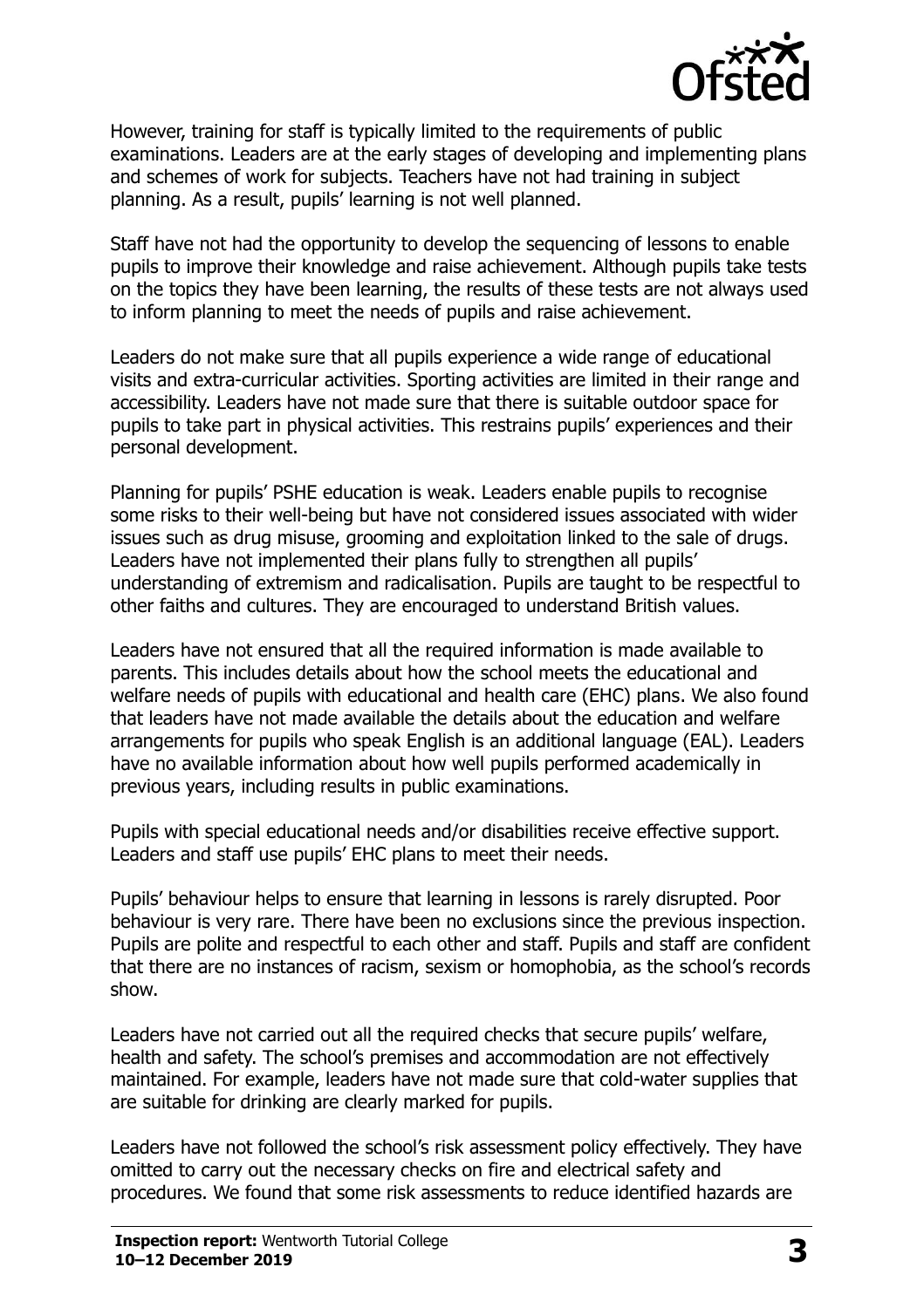However, training for staff is typically limited to the requirements of public examinations. Leaders are at the early stages of developing and implementing plans and schemes of work for subjects. Teachers have not had training in subject planning. As a result, pupils' learning is not well planned.

Staff have not had the opportunity to develop the sequencing of lessons to enable pupils to improve their knowledge and raise achievement. Although pupils take tests on the topics they have been learning, the results of these tests are not always used to inform planning to meet the needs of pupils and raise achievement.

Leaders do not make sure that all pupils experience a wide range of educational visits and extra-curricular activities. Sporting activities are limited in their range and accessibility. Leaders have not made sure that there is suitable outdoor space for pupils to take part in physical activities. This restrains pupils' experiences and their personal development.

Planning for pupils' PSHE education is weak. Leaders enable pupils to recognise some risks to their well-being but have not considered issues associated with wider issues such as drug misuse, grooming and exploitation linked to the sale of drugs. Leaders have not implemented their plans fully to strengthen all pupils' understanding of extremism and radicalisation. Pupils are taught to be respectful to other faiths and cultures. They are encouraged to understand British values.

Leaders have not ensured that all the required information is made available to parents. This includes details about how the school meets the educational and welfare needs of pupils with educational and health care (EHC) plans. We also found that leaders have not made available the details about the education and welfare arrangements for pupils who speak English is an additional language (EAL). Leaders have no available information about how well pupils performed academically in previous years, including results in public examinations.

Pupils with special educational needs and/or disabilities receive effective support. Leaders and staff use pupils' EHC plans to meet their needs.

Pupils' behaviour helps to ensure that learning in lessons is rarely disrupted. Poor behaviour is very rare. There have been no exclusions since the previous inspection. Pupils are polite and respectful to each other and staff. Pupils and staff are confident that there are no instances of racism, sexism or homophobia, as the school's records show.

Leaders have not carried out all the required checks that secure pupils' welfare, health and safety. The school's premises and accommodation are not effectively maintained. For example, leaders have not made sure that cold-water supplies that are suitable for drinking are clearly marked for pupils.

Leaders have not followed the school's risk assessment policy effectively. They have omitted to carry out the necessary checks on fire and electrical safety and procedures. We found that some risk assessments to reduce identified hazards are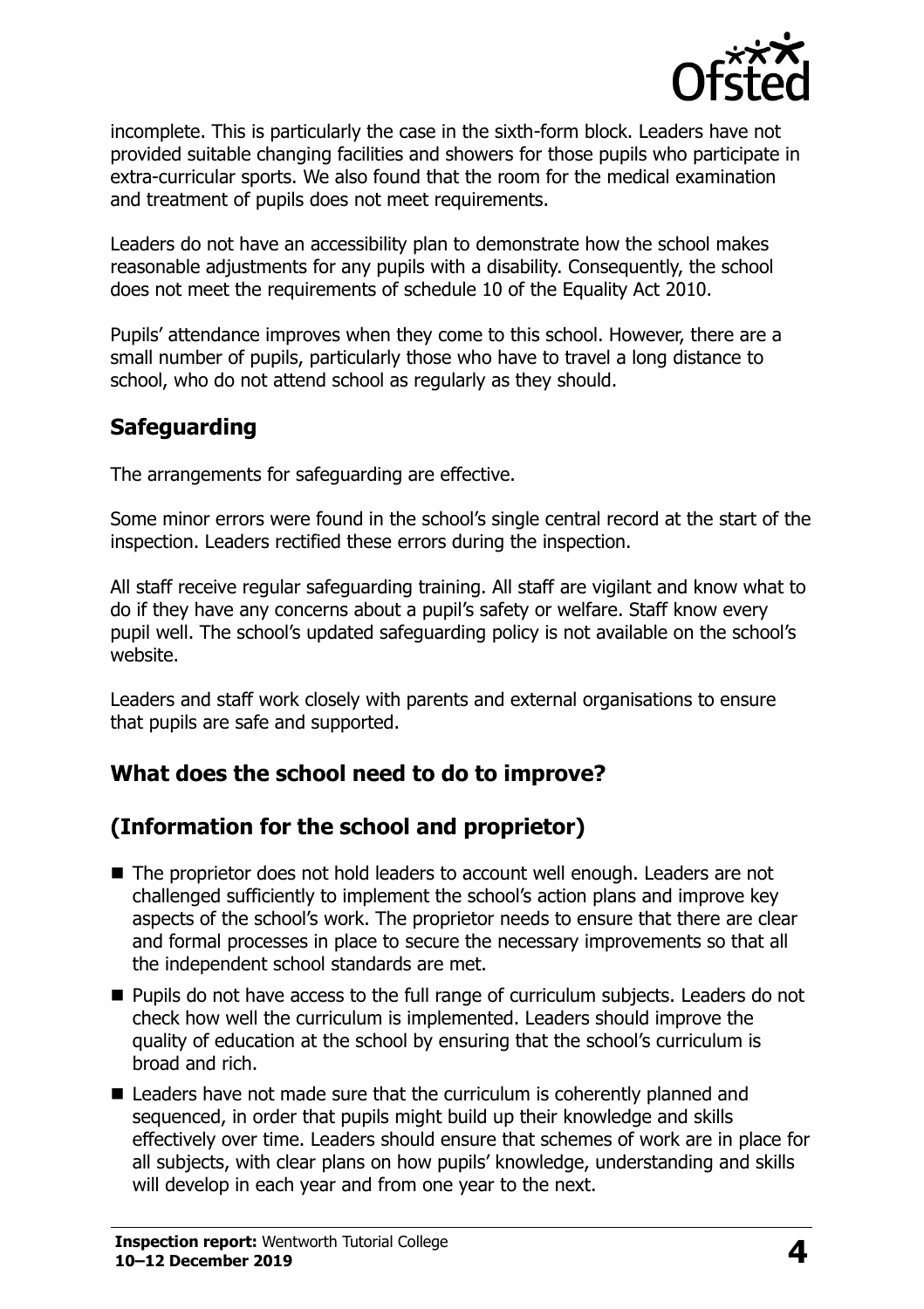incomplete. This is particularly the case in the sixth-form block. Leaders have not provided suitable changing facilities and showers for those pupils who participate in extra-curricular sports. We also found that the room for the medical examination and treatment of pupils does not meet requirements.

Leaders do not have an accessibility plan to demonstrate how the school makes reasonable adjustments for any pupils with a disability. Consequently, the school does not meet the requirements of schedule 10 of the Equality Act 2010.

Pupils' attendance improves when they come to this school. However, there are a small number of pupils, particularly those who have to travel a long distance to school, who do not attend school as regularly as they should.

## Safeguarding

The arrangements for safeguarding are effective.

Some minor errors were found in the school's single central record at the start of the inspection. Leaders rectified these errors during the inspection.

All staff receive regular safeguarding training. All staff are vigilant and know what to do if they have any concerns about a pupil's safety or welfare. Staff know every pupil well. The school's updated safeguarding policy is not available on the school's website.

Leaders and staff work closely with parents and external organisations to ensure that pupils are safe and supported.

## What does the school need to do to improve?

## (Information for the school and proprietor)

- The proprietor does not hold leaders to account well enough. Leaders are not challenged sufficiently to implement the school's action plans and improve key aspects of the school's work. The proprietor needs to ensure that there are clear and formal processes in place to secure the necessary improvements so that all the independent school standards are met.
- Pupils do not have access to the full range of curriculum subjects. Leaders do not check how well the curriculum is implemented. Leaders should improve the quality of education at the school by ensuring that the school's curriculum is broad and rich.
- Leaders have not made sure that the curriculum is coherently planned and sequenced, in order that pupils might build up their knowledge and skills effectively over time. Leaders should ensure that schemes of work are in place for all subjects, with clear plans on how pupils' knowledge, understanding and skills will develop in each year and from one year to the next.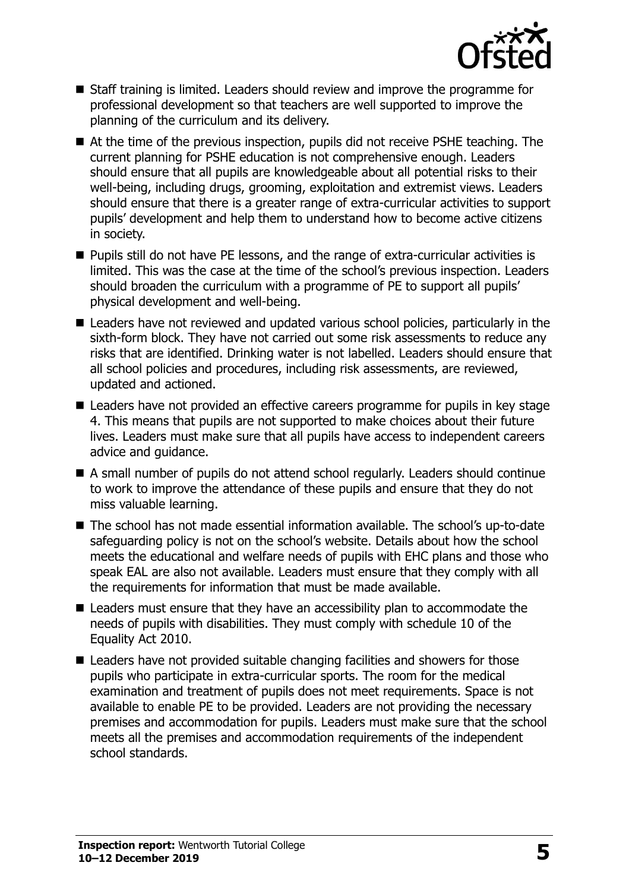- Staff training is limited. Leaders should review and improve the programme for professional development so that teachers are well supported to improve the planning of the curriculum and its delivery.
- At the time of the previous inspection, pupils did not receive PSHE teaching. The current planning for PSHE education is not comprehensive enough. Leaders should ensure that all pupils are knowledgeable about all potential risks to their well-being, including drugs, grooming, exploitation and extremist views. Leaders should ensure that there is a greater range of extra-curricular activities to support pupils' development and help them to understand how to become active citizens in society.
- Pupils still do not have PE lessons, and the range of extra-curricular activities is limited. This was the case at the time of the school's previous inspection. Leaders should broaden the curriculum with a programme of PE to support all pupils' physical development and well-being.
- Leaders have not reviewed and updated various school policies, particularly in the sixth-form block. They have not carried out some risk assessments to reduce any risks that are identified. Drinking water is not labelled. Leaders should ensure that all school policies and procedures, including risk assessments, are reviewed, updated and actioned.
- Leaders have not provided an effective careers programme for pupils in key stage 4. This means that pupils are not supported to make choices about their future lives. Leaders must make sure that all pupils have access to independent careers advice and guidance.
- A small number of pupils do not attend school regularly. Leaders should continue to work to improve the attendance of these pupils and ensure that they do not miss valuable learning.
- The school has not made essential information available. The school's up-to-date safeguarding policy is not on the school's website. Details about how the school meets the educational and welfare needs of pupils with EHC plans and those who speak EAL are also not available. Leaders must ensure that they comply with all the requirements for information that must be made available.
- Leaders must ensure that they have an accessibility plan to accommodate the needs of pupils with disabilities. They must comply with schedule 10 of the Equality Act 2010.
- Leaders have not provided suitable changing facilities and showers for those pupils who participate in extra-curricular sports. The room for the medical examination and treatment of pupils does not meet requirements. Space is not available to enable PE to be provided. Leaders are not providing the necessary premises and accommodation for pupils. Leaders must make sure that the school meets all the premises and accommodation requirements of the independent school standards.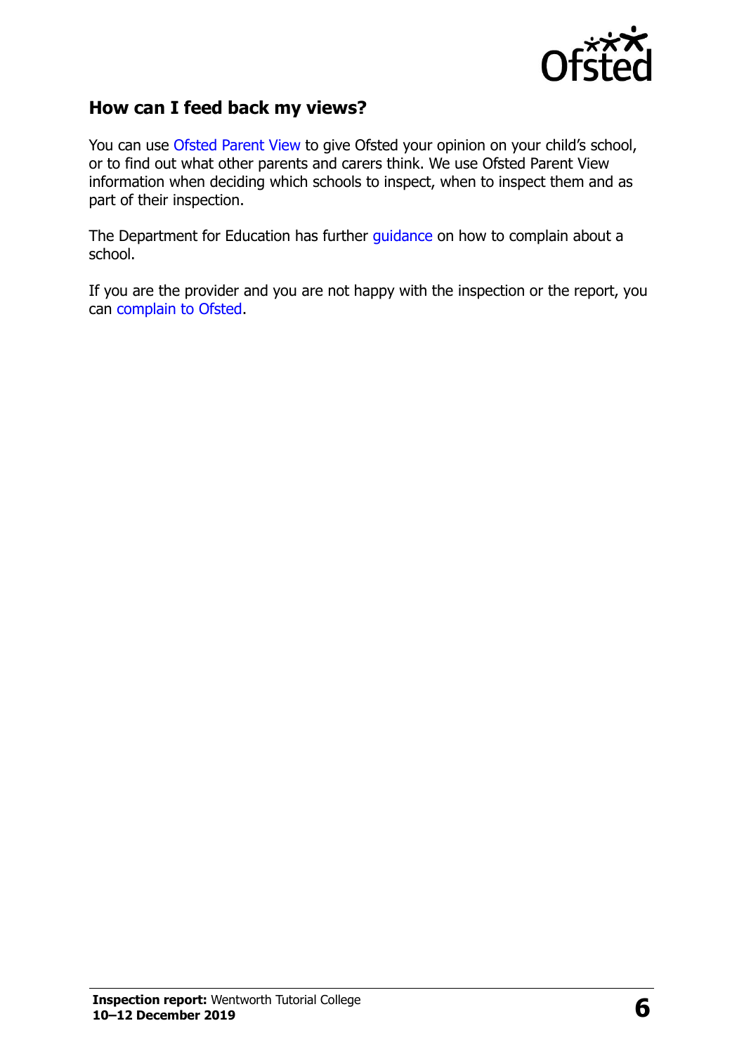## How can I feed back my views?

You can use Ofsted Parent View to give Ofsted your opinion on your child's school, or to find out what other parents and carers think. We use Ofsted Parent View information when deciding which schools to inspect, when to inspect them and as part of their inspection.

The Department for Education has further guidance on how to complain about a school.

If you are the provider and you are not happy with the inspection or the report, you can complain to Ofsted.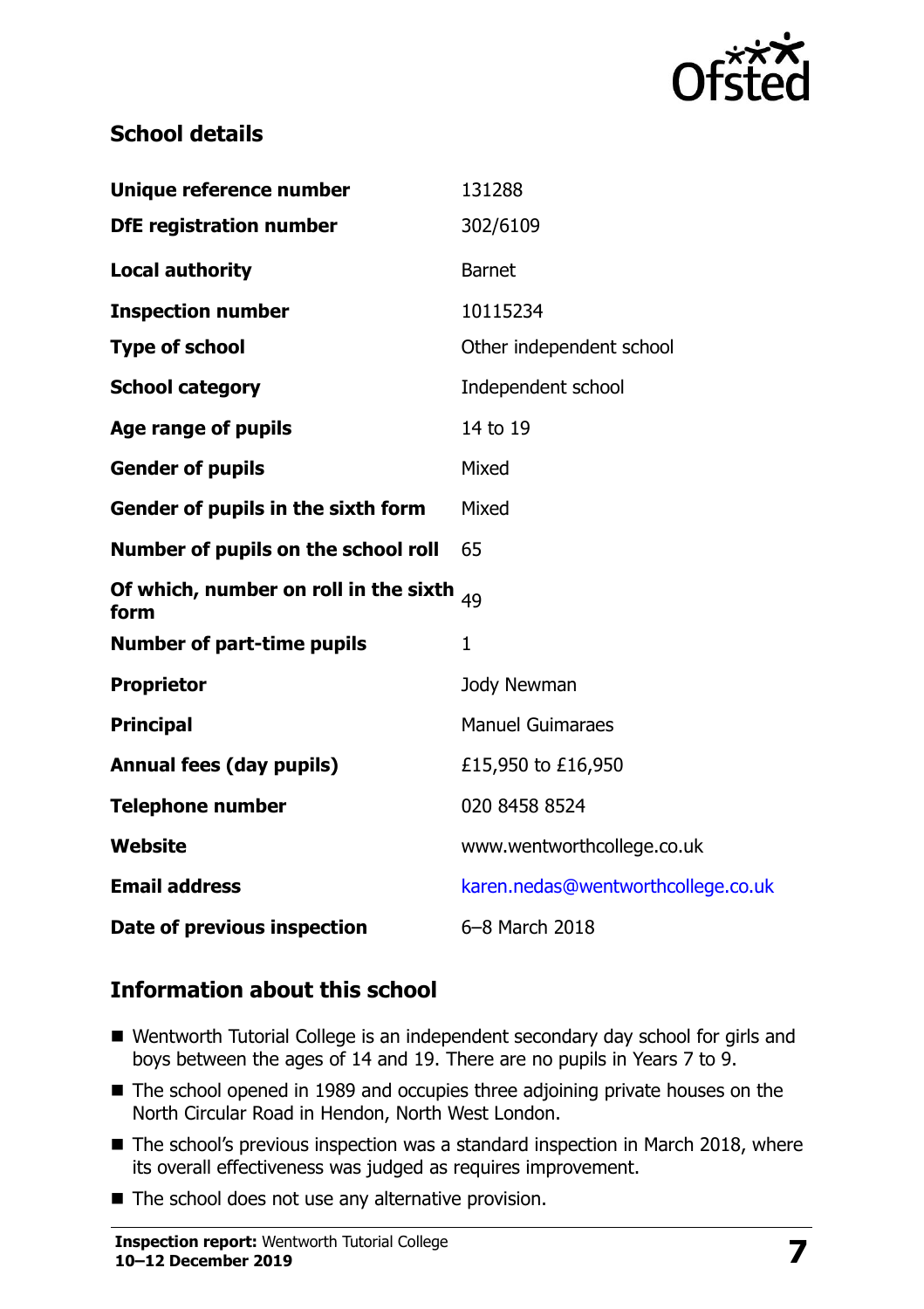## School details

| | |
|---|---|
| **Unique reference number** | 131288 |
| **DfE registration number** | 302/6109 |
| **Local authority** | Barnet |
| **Inspection number** | 10115234 |
| **Type of school** | Other independent school |
| **School category** | Independent school |
| **Age range of pupils** | 14 to 19 |
| **Gender of pupils** | Mixed |
| **Gender of pupils in the sixth form** | Mixed |
| **Number of pupils on the school roll** | 65 |
| **Of which, number on roll in the sixth form** | 49 |
| **Number of part-time pupils** | 1 |
| **Proprietor** | Jody Newman |
| **Principal** | Manuel Guimaraes |
| **Annual fees (day pupils)** | £15,950 to £16,950 |
| **Telephone number** | 020 8458 8524 |
| **Website** | www.wentworthcollege.co.uk |
| **Email address** | karen.nedas@wentworthcollege.co.uk |
| **Date of previous inspection** | 6–8 March 2018 |

## Information about this school

- Wentworth Tutorial College is an independent secondary day school for girls and boys between the ages of 14 and 19. There are no pupils in Years 7 to 9.
- The school opened in 1989 and occupies three adjoining private houses on the North Circular Road in Hendon, North West London.
- The school's previous inspection was a standard inspection in March 2018, where its overall effectiveness was judged as requires improvement.
- The school does not use any alternative provision.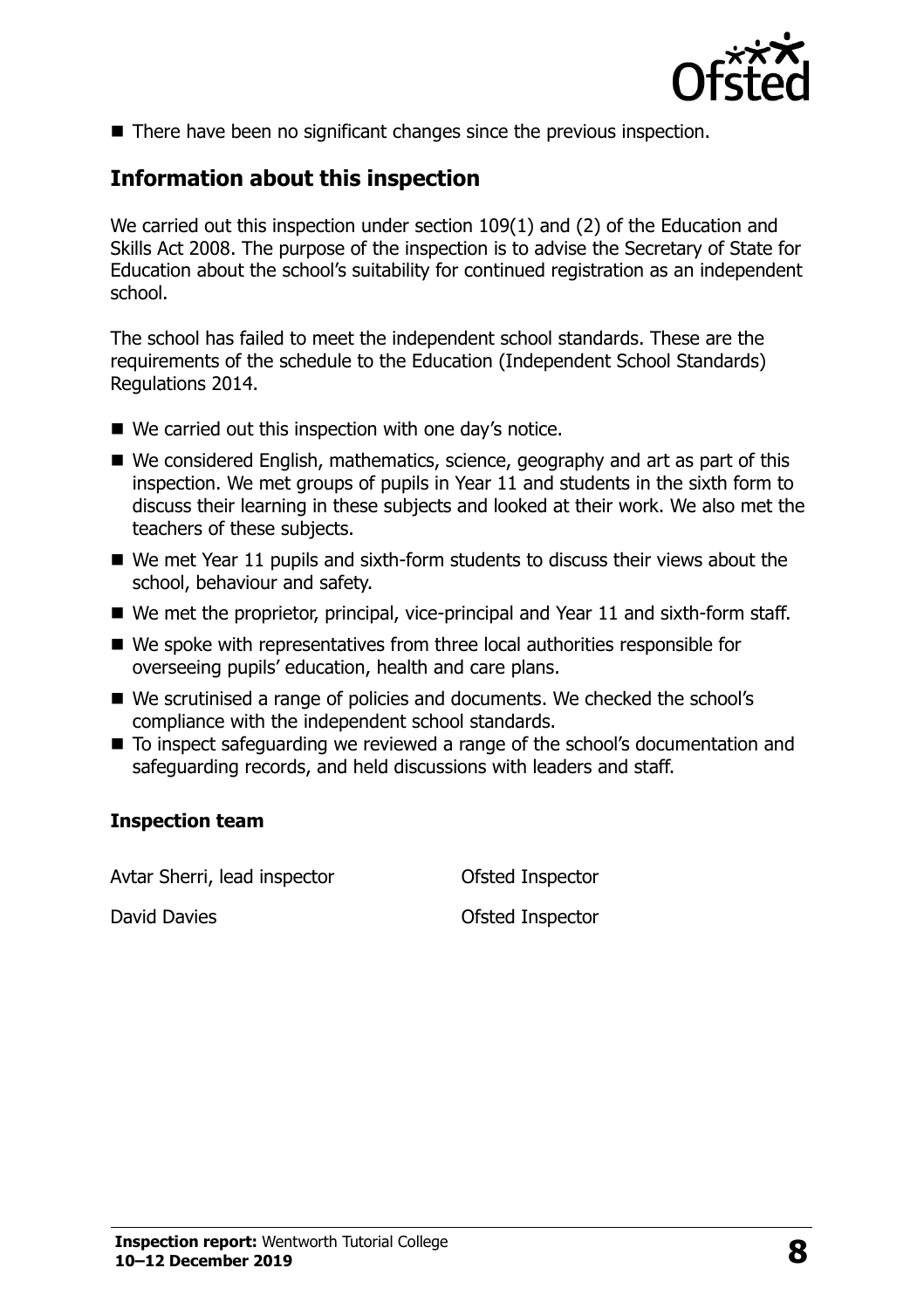- There have been no significant changes since the previous inspection.

## Information about this inspection

We carried out this inspection under section 109(1) and (2) of the Education and Skills Act 2008. The purpose of the inspection is to advise the Secretary of State for Education about the school's suitability for continued registration as an independent school.

The school has failed to meet the independent school standards. These are the requirements of the schedule to the Education (Independent School Standards) Regulations 2014.

- We carried out this inspection with one day's notice.
- We considered English, mathematics, science, geography and art as part of this inspection. We met groups of pupils in Year 11 and students in the sixth form to discuss their learning in these subjects and looked at their work. We also met the teachers of these subjects.
- We met Year 11 pupils and sixth-form students to discuss their views about the school, behaviour and safety.
- We met the proprietor, principal, vice-principal and Year 11 and sixth-form staff.
- We spoke with representatives from three local authorities responsible for overseeing pupils' education, health and care plans.
- We scrutinised a range of policies and documents. We checked the school's compliance with the independent school standards.
- To inspect safeguarding we reviewed a range of the school's documentation and safeguarding records, and held discussions with leaders and staff.

### Inspection team

| | |
|---|---|
| Avtar Sherri, lead inspector | Ofsted Inspector |
| David Davies | Ofsted Inspector |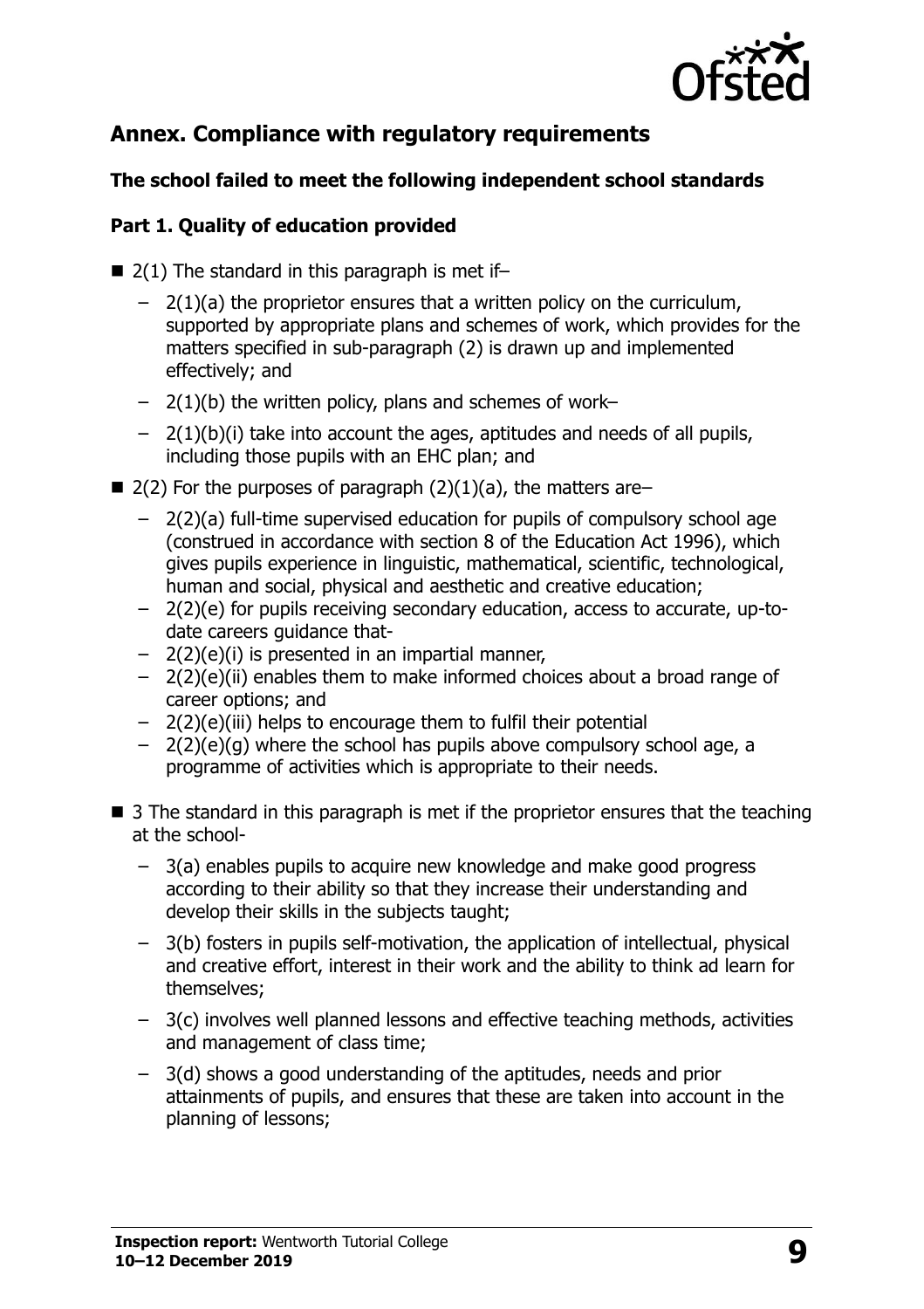## Annex. Compliance with regulatory requirements

### The school failed to meet the following independent school standards

### Part 1. Quality of education provided

- 2(1) The standard in this paragraph is met if–
  - 2(1)(a) the proprietor ensures that a written policy on the curriculum, supported by appropriate plans and schemes of work, which provides for the matters specified in sub-paragraph (2) is drawn up and implemented effectively; and
  - 2(1)(b) the written policy, plans and schemes of work–
  - 2(1)(b)(i) take into account the ages, aptitudes and needs of all pupils, including those pupils with an EHC plan; and
- 2(2) For the purposes of paragraph (2)(1)(a), the matters are–
  - 2(2)(a) full-time supervised education for pupils of compulsory school age (construed in accordance with section 8 of the Education Act 1996), which gives pupils experience in linguistic, mathematical, scientific, technological, human and social, physical and aesthetic and creative education;
  - 2(2)(e) for pupils receiving secondary education, access to accurate, up-to-date careers guidance that-
  - 2(2)(e)(i) is presented in an impartial manner,
  - 2(2)(e)(ii) enables them to make informed choices about a broad range of career options; and
  - 2(2)(e)(iii) helps to encourage them to fulfil their potential
  - 2(2)(e)(g) where the school has pupils above compulsory school age, a programme of activities which is appropriate to their needs.
- 3 The standard in this paragraph is met if the proprietor ensures that the teaching at the school-
  - 3(a) enables pupils to acquire new knowledge and make good progress according to their ability so that they increase their understanding and develop their skills in the subjects taught;
  - 3(b) fosters in pupils self-motivation, the application of intellectual, physical and creative effort, interest in their work and the ability to think ad learn for themselves;
  - 3(c) involves well planned lessons and effective teaching methods, activities and management of class time;
  - 3(d) shows a good understanding of the aptitudes, needs and prior attainments of pupils, and ensures that these are taken into account in the planning of lessons;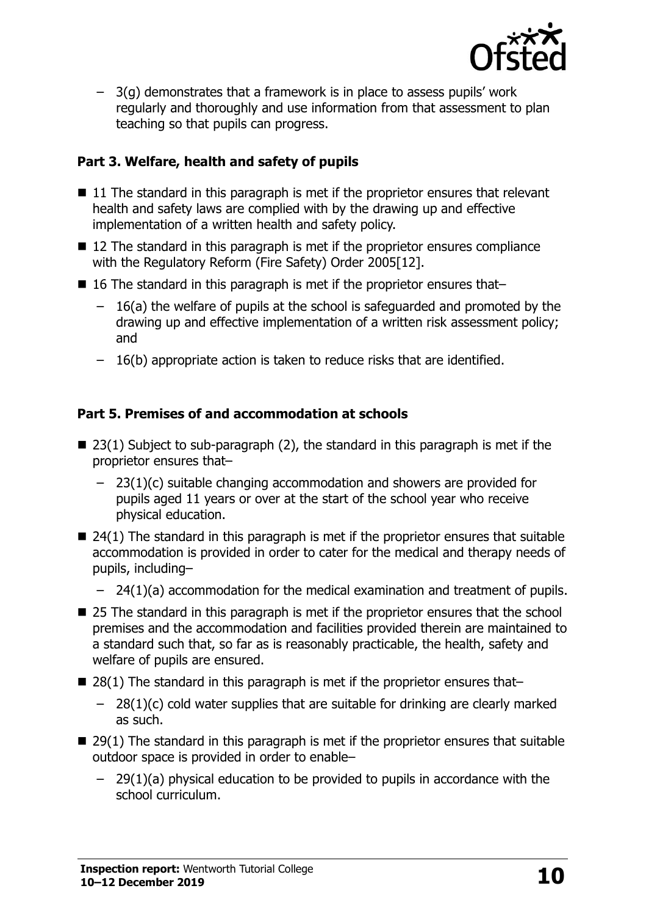- 3(g) demonstrates that a framework is in place to assess pupils' work regularly and thoroughly and use information from that assessment to plan teaching so that pupils can progress.

**Part 3. Welfare, health and safety of pupils**

- 11 The standard in this paragraph is met if the proprietor ensures that relevant health and safety laws are complied with by the drawing up and effective implementation of a written health and safety policy.
- 12 The standard in this paragraph is met if the proprietor ensures compliance with the Regulatory Reform (Fire Safety) Order 2005[12].
- 16 The standard in this paragraph is met if the proprietor ensures that–
  - 16(a) the welfare of pupils at the school is safeguarded and promoted by the drawing up and effective implementation of a written risk assessment policy; and
  - 16(b) appropriate action is taken to reduce risks that are identified.

**Part 5. Premises of and accommodation at schools**

- 23(1) Subject to sub-paragraph (2), the standard in this paragraph is met if the proprietor ensures that–
  - 23(1)(c) suitable changing accommodation and showers are provided for pupils aged 11 years or over at the start of the school year who receive physical education.
- 24(1) The standard in this paragraph is met if the proprietor ensures that suitable accommodation is provided in order to cater for the medical and therapy needs of pupils, including–
  - 24(1)(a) accommodation for the medical examination and treatment of pupils.
- 25 The standard in this paragraph is met if the proprietor ensures that the school premises and the accommodation and facilities provided therein are maintained to a standard such that, so far as is reasonably practicable, the health, safety and welfare of pupils are ensured.
- 28(1) The standard in this paragraph is met if the proprietor ensures that–
  - 28(1)(c) cold water supplies that are suitable for drinking are clearly marked as such.
- 29(1) The standard in this paragraph is met if the proprietor ensures that suitable outdoor space is provided in order to enable–
  - 29(1)(a) physical education to be provided to pupils in accordance with the school curriculum.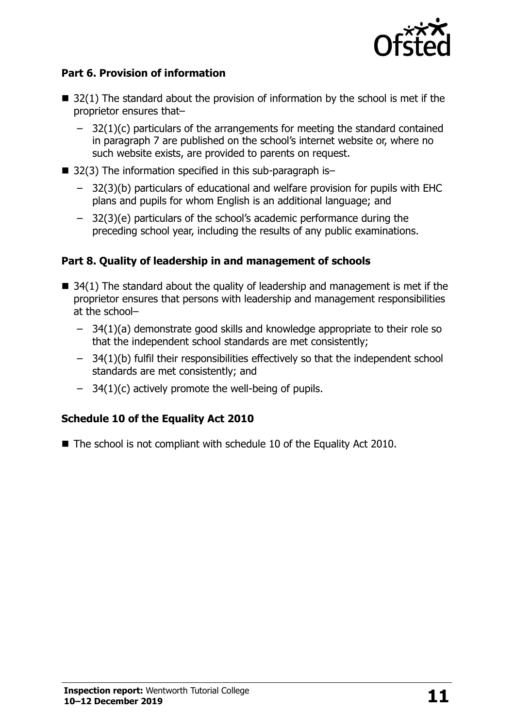**Part 6. Provision of information**

- 32(1) The standard about the provision of information by the school is met if the proprietor ensures that–
  - 32(1)(c) particulars of the arrangements for meeting the standard contained in paragraph 7 are published on the school's internet website or, where no such website exists, are provided to parents on request.
- 32(3) The information specified in this sub-paragraph is–
  - 32(3)(b) particulars of educational and welfare provision for pupils with EHC plans and pupils for whom English is an additional language; and
  - 32(3)(e) particulars of the school's academic performance during the preceding school year, including the results of any public examinations.

**Part 8. Quality of leadership in and management of schools**

- 34(1) The standard about the quality of leadership and management is met if the proprietor ensures that persons with leadership and management responsibilities at the school–
  - 34(1)(a) demonstrate good skills and knowledge appropriate to their role so that the independent school standards are met consistently;
  - 34(1)(b) fulfil their responsibilities effectively so that the independent school standards are met consistently; and
  - 34(1)(c) actively promote the well-being of pupils.

**Schedule 10 of the Equality Act 2010**

- The school is not compliant with schedule 10 of the Equality Act 2010.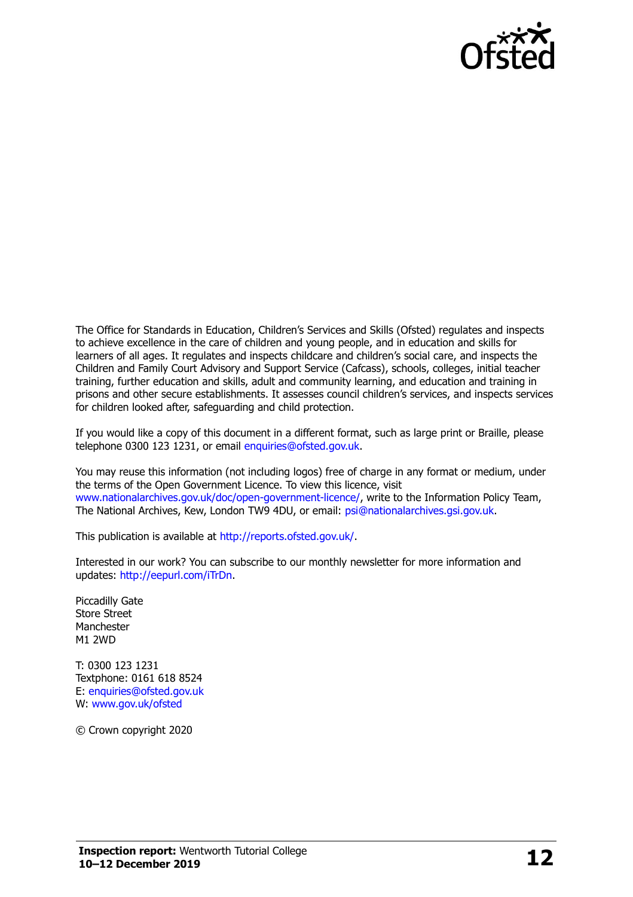The Office for Standards in Education, Children's Services and Skills (Ofsted) regulates and inspects to achieve excellence in the care of children and young people, and in education and skills for learners of all ages. It regulates and inspects childcare and children's social care, and inspects the Children and Family Court Advisory and Support Service (Cafcass), schools, colleges, initial teacher training, further education and skills, adult and community learning, and education and training in prisons and other secure establishments. It assesses council children's services, and inspects services for children looked after, safeguarding and child protection.

If you would like a copy of this document in a different format, such as large print or Braille, please telephone 0300 123 1231, or email enquiries@ofsted.gov.uk.

You may reuse this information (not including logos) free of charge in any format or medium, under the terms of the Open Government Licence. To view this licence, visit www.nationalarchives.gov.uk/doc/open-government-licence/, write to the Information Policy Team, The National Archives, Kew, London TW9 4DU, or email: psi@nationalarchives.gsi.gov.uk.

This publication is available at http://reports.ofsted.gov.uk/.

Interested in our work? You can subscribe to our monthly newsletter for more information and updates: http://eepurl.com/iTrDn.

Piccadilly Gate
Store Street
Manchester
M1 2WD

T: 0300 123 1231
Textphone: 0161 618 8524
E: enquiries@ofsted.gov.uk
W: www.gov.uk/ofsted

© Crown copyright 2020